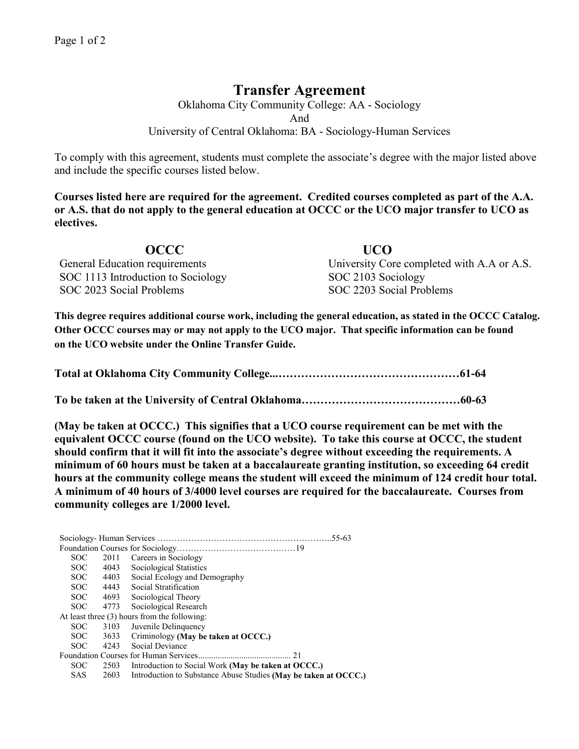# Transfer Agreement

Oklahoma City Community College: AA - Sociology
And
University of Central Oklahoma: BA - Sociology-Human Services

To comply with this agreement, students must complete the associate's degree with the major listed above and include the specific courses listed below.

**Courses listed here are required for the agreement. Credited courses completed as part of the A.A. or A.S. that do not apply to the general education at OCCC or the UCO major transfer to UCO as electives.**

| OCCC | UCO |
|---|---|
| General Education requirements | University Core completed with A.A or A.S. |
| SOC 1113 Introduction to Sociology | SOC 2103 Sociology |
| SOC 2023 Social Problems | SOC 2203 Social Problems |

**This degree requires additional course work, including the general education, as stated in the OCCC Catalog. Other OCCC courses may or may not apply to the UCO major. That specific information can be found on the UCO website under the Online Transfer Guide.**

**Total at Oklahoma City Community College...……………………………………61-64**

**To be taken at the University of Central Oklahoma……………………………………60-63**

**(May be taken at OCCC.) This signifies that a UCO course requirement can be met with the equivalent OCCC course (found on the UCO website). To take this course at OCCC, the student should confirm that it will fit into the associate's degree without exceeding the requirements. A minimum of 60 hours must be taken at a baccalaureate granting institution, so exceeding 64 credit hours at the community college means the student will exceed the minimum of 124 credit hour total. A minimum of 40 hours of 3/4000 level courses are required for the baccalaureate. Courses from community colleges are 1/2000 level.**

Sociology- Human Services ……………………………………………………..55-63

Foundation Courses for Sociology……………………………………19

- SOC 2011 Careers in Sociology
- SOC 4043 Sociological Statistics
- SOC 4403 Social Ecology and Demography
- SOC 4443 Social Stratification
- SOC 4693 Sociological Theory
- SOC 4773 Sociological Research

At least three (3) hours from the following:

- SOC 3103 Juvenile Delinquency
- SOC 3633 Criminology **(May be taken at OCCC.)**
- SOC 4243 Social Deviance

Foundation Courses for Human Services.......................................... 21

- SOC 2503 Introduction to Social Work **(May be taken at OCCC.)**
- SAS 2603 Introduction to Substance Abuse Studies **(May be taken at OCCC.)**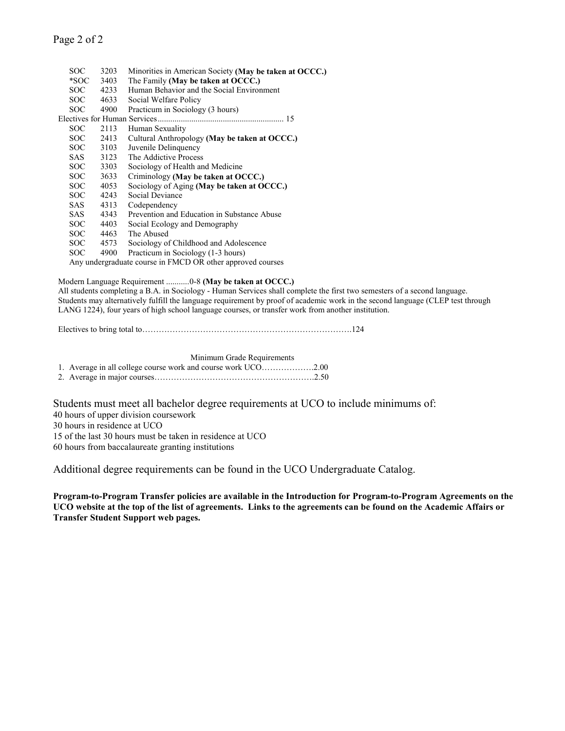SOC 3203 Minorities in American Society **(May be taken at OCCC.)**
*SOC 3403 The Family **(May be taken at OCCC.)**
SOC 4233 Human Behavior and the Social Environment
SOC 4633 Social Welfare Policy
SOC 4900 Practicum in Sociology (3 hours)

Electives for Human Services........................................................... 15

SOC 2113 Human Sexuality
SOC 2413 Cultural Anthropology **(May be taken at OCCC.)**
SOC 3103 Juvenile Delinquency
SAS 3123 The Addictive Process
SOC 3303 Sociology of Health and Medicine
SOC 3633 Criminology **(May be taken at OCCC.)**
SOC 4053 Sociology of Aging **(May be taken at OCCC.)**
SOC 4243 Social Deviance
SAS 4313 Codependency
SAS 4343 Prevention and Education in Substance Abuse
SOC 4403 Social Ecology and Demography
SOC 4463 The Abused
SOC 4573 Sociology of Childhood and Adolescence
SOC 4900 Practicum in Sociology (1-3 hours)
Any undergraduate course in FMCD OR other approved courses

Modern Language Requirement ...........0-8 **(May be taken at OCCC.)**
All students completing a B.A. in Sociology - Human Services shall complete the first two semesters of a second language. Students may alternatively fulfill the language requirement by proof of academic work in the second language (CLEP test through LANG 1224), four years of high school language courses, or transfer work from another institution.

Electives to bring total to………………………………………………………………….124

Minimum Grade Requirements

1. Average in all college course work and course work UCO……………….2.00
2. Average in major courses………………………………………………….2.50

Students must meet all bachelor degree requirements at UCO to include minimums of:
40 hours of upper division coursework
30 hours in residence at UCO
15 of the last 30 hours must be taken in residence at UCO
60 hours from baccalaureate granting institutions

Additional degree requirements can be found in the UCO Undergraduate Catalog.

**Program-to-Program Transfer policies are available in the Introduction for Program-to-Program Agreements on the UCO website at the top of the list of agreements. Links to the agreements can be found on the Academic Affairs or Transfer Student Support web pages.**